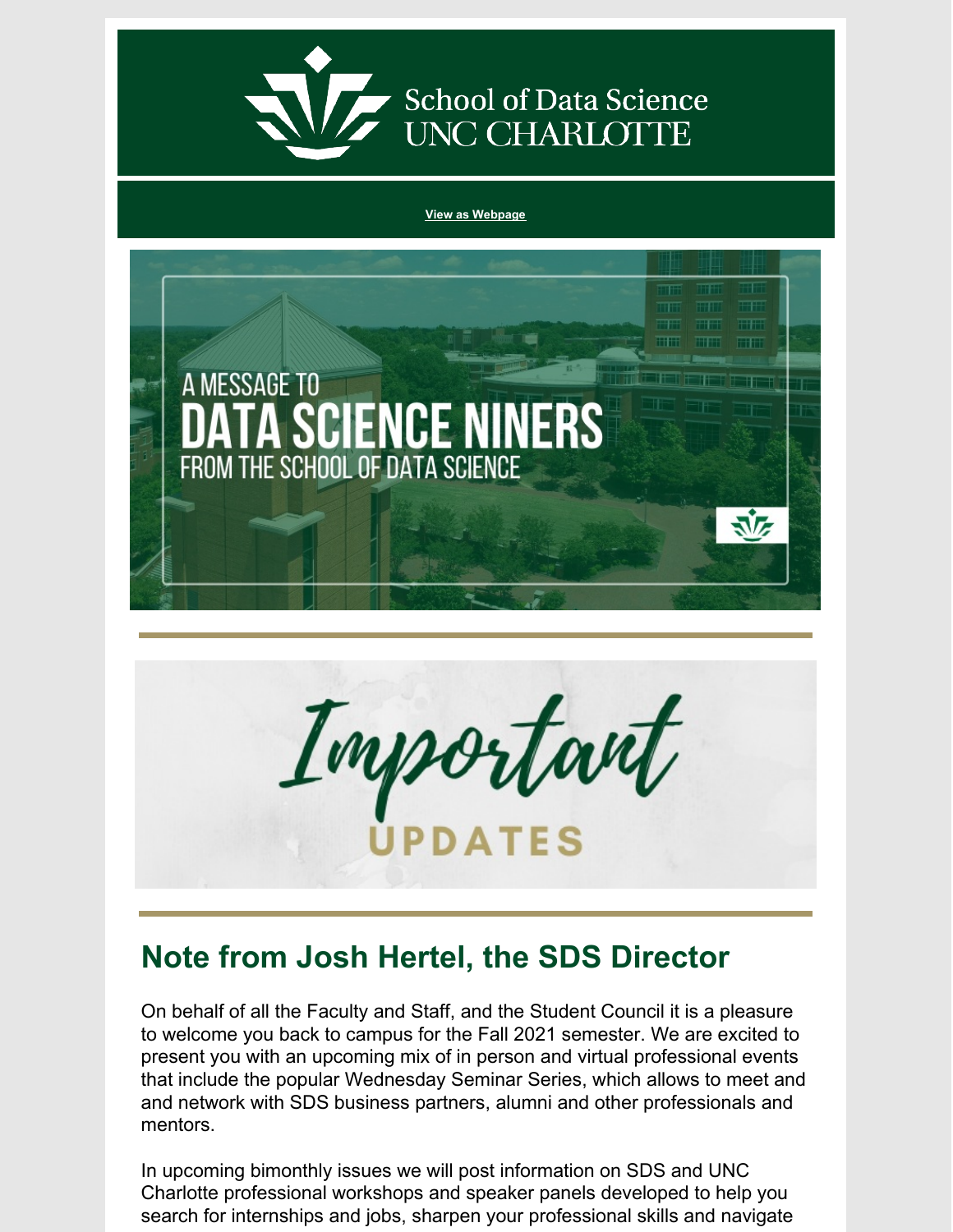School of Data Science
UNC CHARLOTTE

View as Webpage

A MESSAGE TO
DATA SCIENCE NINERS
FROM THE SCHOOL OF DATA SCIENCE

*Important*
UPDATES

## Note from Josh Hertel, the SDS Director

On behalf of all the Faculty and Staff, and the Student Council it is a pleasure to welcome you back to campus for the Fall 2021 semester. We are excited to present you with an upcoming mix of in person and virtual professional events that include the popular Wednesday Seminar Series, which allows to meet and and network with SDS business partners, alumni and other professionals and mentors.

In upcoming bimonthly issues we will post information on SDS and UNC Charlotte professional workshops and speaker panels developed to help you search for internships and jobs, sharpen your professional skills and navigate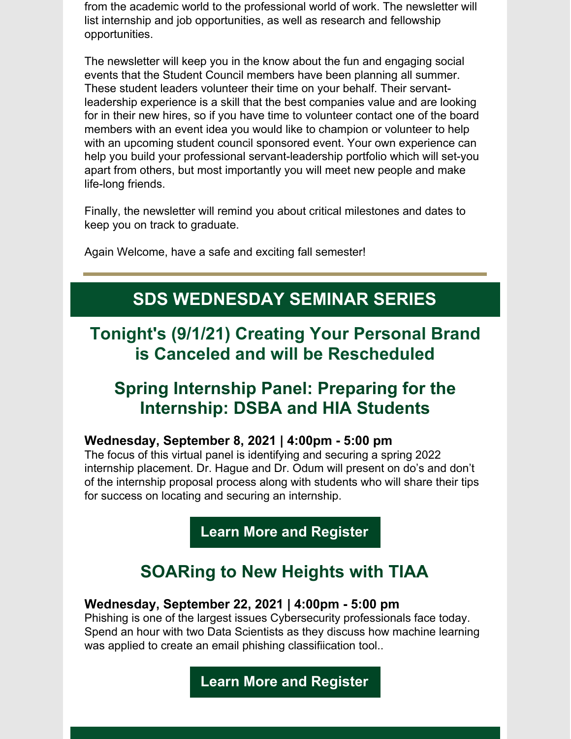from the academic world to the professional world of work. The newsletter will list internship and job opportunities, as well as research and fellowship opportunities.

The newsletter will keep you in the know about the fun and engaging social events that the Student Council members have been planning all summer. These student leaders volunteer their time on your behalf. Their servant-leadership experience is a skill that the best companies value and are looking for in their new hires, so if you have time to volunteer contact one of the board members with an event idea you would like to champion or volunteer to help with an upcoming student council sponsored event. Your own experience can help you build your professional servant-leadership portfolio which will set-you apart from others, but most importantly you will meet new people and make life-long friends.

Finally, the newsletter will remind you about critical milestones and dates to keep you on track to graduate.

Again Welcome, have a safe and exciting fall semester!

## SDS WEDNESDAY SEMINAR SERIES

### Tonight's (9/1/21) Creating Your Personal Brand is Canceled and will be Rescheduled

### Spring Internship Panel: Preparing for the Internship: DSBA and HIA Students

**Wednesday, September 8, 2021 | 4:00pm - 5:00 pm**
The focus of this virtual panel is identifying and securing a spring 2022 internship placement. Dr. Hague and Dr. Odum will present on do's and don't of the internship proposal process along with students who will share their tips for success on locating and securing an internship.

**Learn More and Register**

### SOARing to New Heights with TIAA

**Wednesday, September 22, 2021 | 4:00pm - 5:00 pm**
Phishing is one of the largest issues Cybersecurity professionals face today. Spend an hour with two Data Scientists as they discuss how machine learning was applied to create an email phishing classifiication tool..

**Learn More and Register**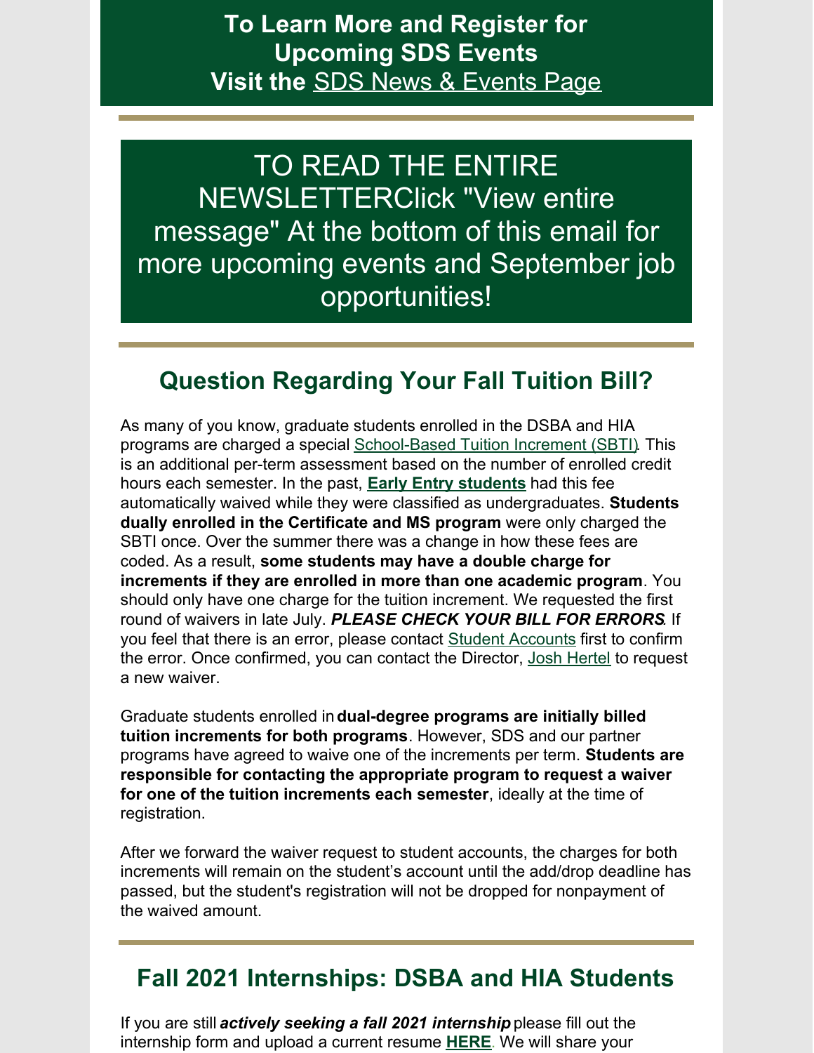**To Learn More and Register for Upcoming SDS Events**
**Visit the** SDS News & Events Page

TO READ THE ENTIRE NEWSLETTERClick "View entire message" At the bottom of this email for more upcoming events and September job opportunities!

## Question Regarding Your Fall Tuition Bill?

As many of you know, graduate students enrolled in the DSBA and HIA programs are charged a special School-Based Tuition Increment (SBTI). This is an additional per-term assessment based on the number of enrolled credit hours each semester. In the past, **Early Entry students** had this fee automatically waived while they were classified as undergraduates. **Students dually enrolled in the Certificate and MS program** were only charged the SBTI once. Over the summer there was a change in how these fees are coded. As a result, **some students may have a double charge for increments if they are enrolled in more than one academic program**. You should only have one charge for the tuition increment. We requested the first round of waivers in late July. ***PLEASE CHECK YOUR BILL FOR ERRORS***. If you feel that there is an error, please contact Student Accounts first to confirm the error. Once confirmed, you can contact the Director, Josh Hertel to request a new waiver.

Graduate students enrolled in **dual-degree programs are initially billed tuition increments for both programs**. However, SDS and our partner programs have agreed to waive one of the increments per term. **Students are responsible for contacting the appropriate program to request a waiver for one of the tuition increments each semester**, ideally at the time of registration.

After we forward the waiver request to student accounts, the charges for both increments will remain on the student's account until the add/drop deadline has passed, but the student's registration will not be dropped for nonpayment of the waived amount.

## Fall 2021 Internships: DSBA and HIA Students

If you are still ***actively seeking a fall 2021 internship*** please fill out the internship form and upload a current resume **HERE**. We will share your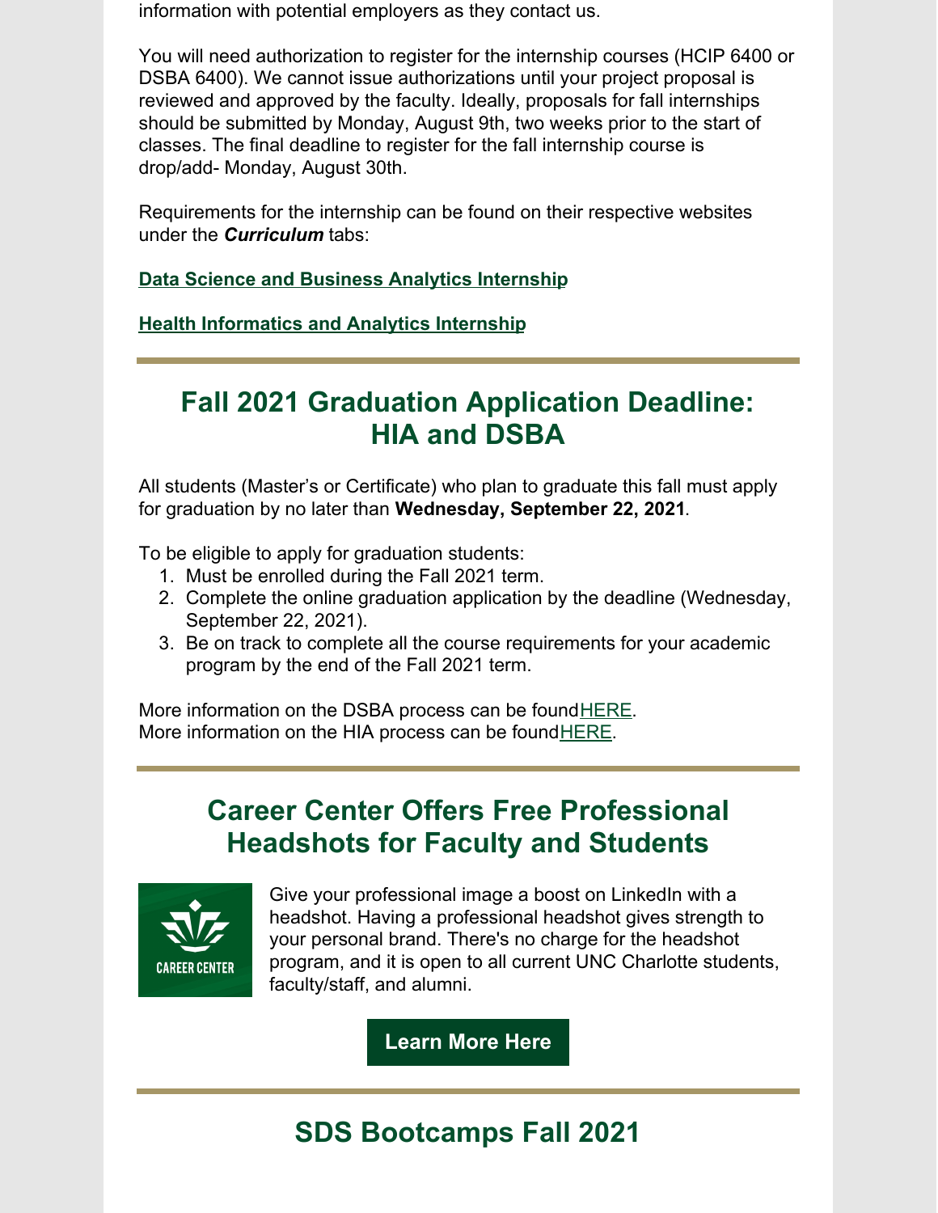information with potential employers as they contact us.

You will need authorization to register for the internship courses (HCIP 6400 or DSBA 6400). We cannot issue authorizations until your project proposal is reviewed and approved by the faculty. Ideally, proposals for fall internships should be submitted by Monday, August 9th, two weeks prior to the start of classes. The final deadline to register for the fall internship course is drop/add- Monday, August 30th.

Requirements for the internship can be found on their respective websites under the ***Curriculum*** tabs:

**Data Science and Business Analytics Internship**

**Health Informatics and Analytics Internship**

---

## Fall 2021 Graduation Application Deadline: HIA and DSBA

All students (Master's or Certificate) who plan to graduate this fall must apply for graduation by no later than **Wednesday, September 22, 2021**.

To be eligible to apply for graduation students:

1. Must be enrolled during the Fall 2021 term.
2. Complete the online graduation application by the deadline (Wednesday, September 22, 2021).
3. Be on track to complete all the course requirements for your academic program by the end of the Fall 2021 term.

More information on the DSBA process can be found HERE.
More information on the HIA process can be found HERE.

---

## Career Center Offers Free Professional Headshots for Faculty and Students

CAREER CENTER

Give your professional image a boost on LinkedIn with a headshot. Having a professional headshot gives strength to your personal brand. There's no charge for the headshot program, and it is open to all current UNC Charlotte students, faculty/staff, and alumni.

**Learn More Here**

---

## SDS Bootcamps Fall 2021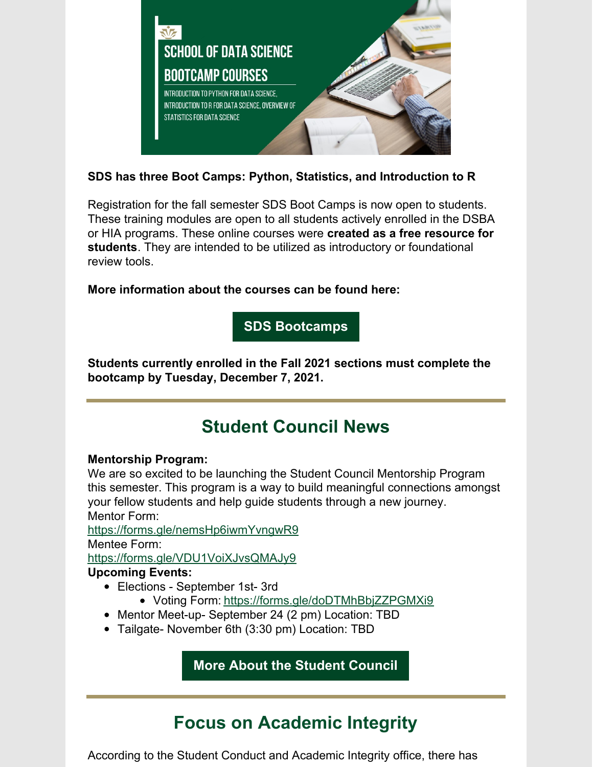SCHOOL OF DATA SCIENCE

BOOTCAMP COURSES

INTRODUCTION TO PYTHON FOR DATA SCIENCE, INTRODUCTION TO R FOR DATA SCIENCE, OVERVIEW OF STATISTICS FOR DATA SCIENCE

**SDS has three Boot Camps: Python, Statistics, and Introduction to R**

Registration for the fall semester SDS Boot Camps is now open to students. These training modules are open to all students actively enrolled in the DSBA or HIA programs. These online courses were **created as a free resource for students**. They are intended to be utilized as introductory or foundational review tools.

**More information about the courses can be found here:**

**SDS Bootcamps**

**Students currently enrolled in the Fall 2021 sections must complete the bootcamp by Tuesday, December 7, 2021.**

## Student Council News

**Mentorship Program:**
We are so excited to be launching the Student Council Mentorship Program this semester. This program is a way to build meaningful connections amongst your fellow students and help guide students through a new journey.
Mentor Form:
https://forms.gle/nemsHp6iwmYvngwR9
Mentee Form:
https://forms.gle/VDU1VoiXJvsQMAJy9
**Upcoming Events:**

- Elections - September 1st- 3rd
  - Voting Form: https://forms.gle/doDTMhBbjZZPGMXi9
- Mentor Meet-up- September 24 (2 pm) Location: TBD
- Tailgate- November 6th (3:30 pm) Location: TBD

**More About the Student Council**

## Focus on Academic Integrity

According to the Student Conduct and Academic Integrity office, there has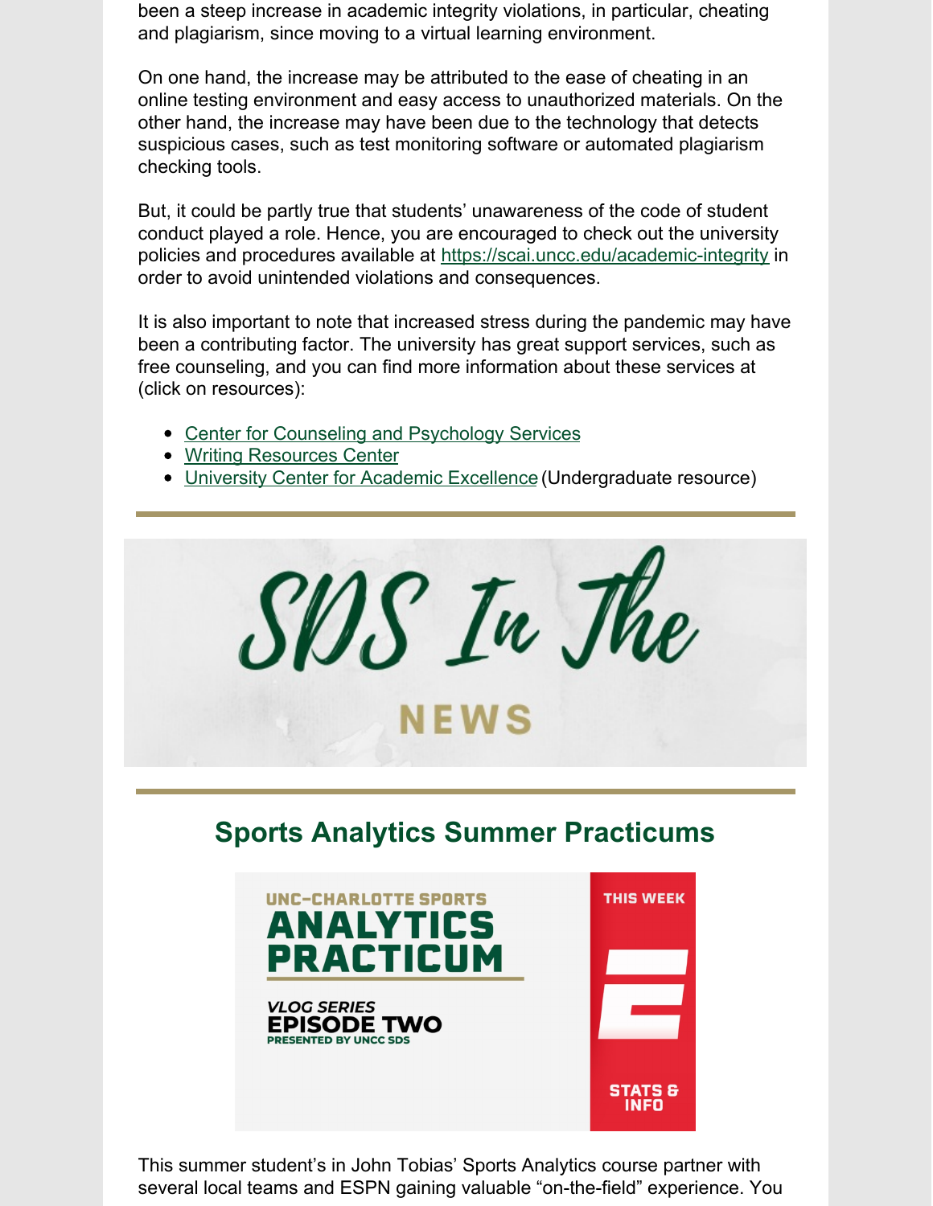been a steep increase in academic integrity violations, in particular, cheating and plagiarism, since moving to a virtual learning environment.

On one hand, the increase may be attributed to the ease of cheating in an online testing environment and easy access to unauthorized materials. On the other hand, the increase may have been due to the technology that detects suspicious cases, such as test monitoring software or automated plagiarism checking tools.

But, it could be partly true that students' unawareness of the code of student conduct played a role. Hence, you are encouraged to check out the university policies and procedures available at https://scai.uncc.edu/academic-integrity in order to avoid unintended violations and consequences.

It is also important to note that increased stress during the pandemic may have been a contributing factor. The university has great support services, such as free counseling, and you can find more information about these services at (click on resources):

- Center for Counseling and Psychology Services
- Writing Resources Center
- University Center for Academic Excellence (Undergraduate resource)

---

# SDS In The NEWS

---

## Sports Analytics Summer Practicums

UNC-CHARLOTTE SPORTS **ANALYTICS PRACTICUM**

*VLOG SERIES* **EPISODE TWO**
PRESENTED BY UNCC SDS

THIS WEEK
STATS & INFO

This summer student's in John Tobias' Sports Analytics course partner with several local teams and ESPN gaining valuable "on-the-field" experience. You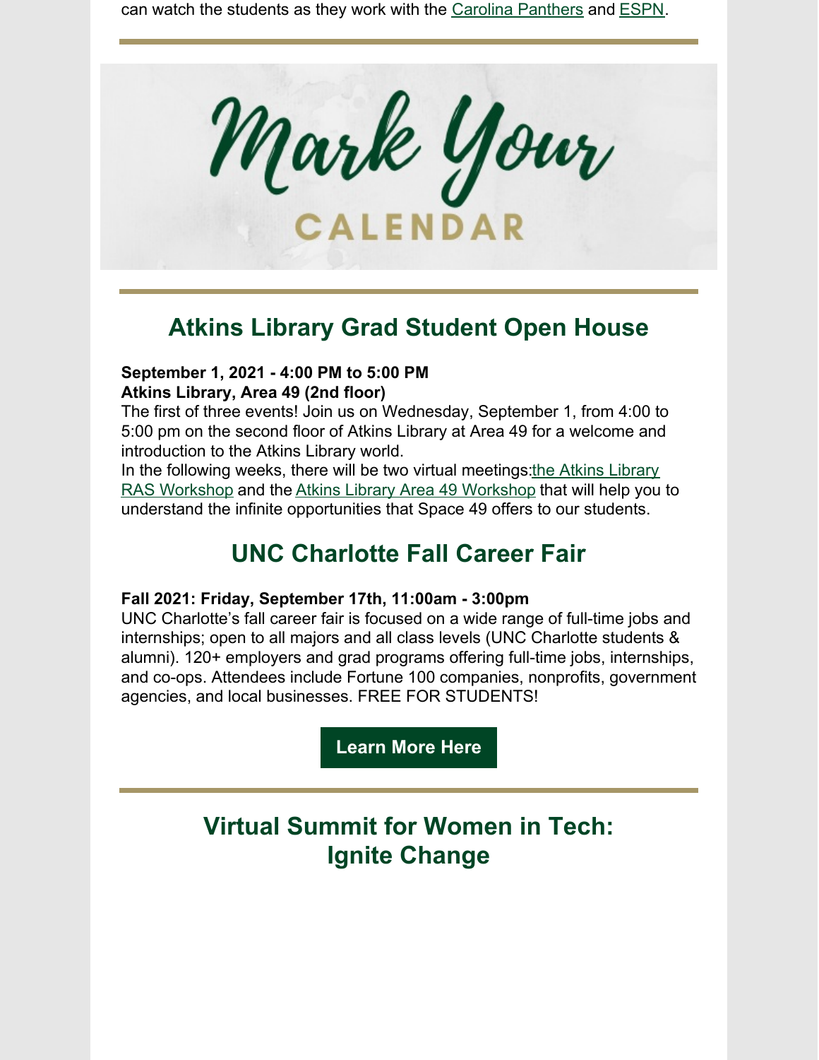can watch the students as they work with the Carolina Panthers and ESPN.

Mark Your CALENDAR

## Atkins Library Grad Student Open House

**September 1, 2021 - 4:00 PM to 5:00 PM**
**Atkins Library, Area 49 (2nd floor)**
The first of three events! Join us on Wednesday, September 1, from 4:00 to 5:00 pm on the second floor of Atkins Library at Area 49 for a welcome and introduction to the Atkins Library world.
In the following weeks, there will be two virtual meetings:the Atkins Library RAS Workshop and the Atkins Library Area 49 Workshop that will help you to understand the infinite opportunities that Space 49 offers to our students.

## UNC Charlotte Fall Career Fair

**Fall 2021: Friday, September 17th, 11:00am - 3:00pm**
UNC Charlotte's fall career fair is focused on a wide range of full-time jobs and internships; open to all majors and all class levels (UNC Charlotte students & alumni). 120+ employers and grad programs offering full-time jobs, internships, and co-ops. Attendees include Fortune 100 companies, nonprofits, government agencies, and local businesses. FREE FOR STUDENTS!

**Learn More Here**

## Virtual Summit for Women in Tech: Ignite Change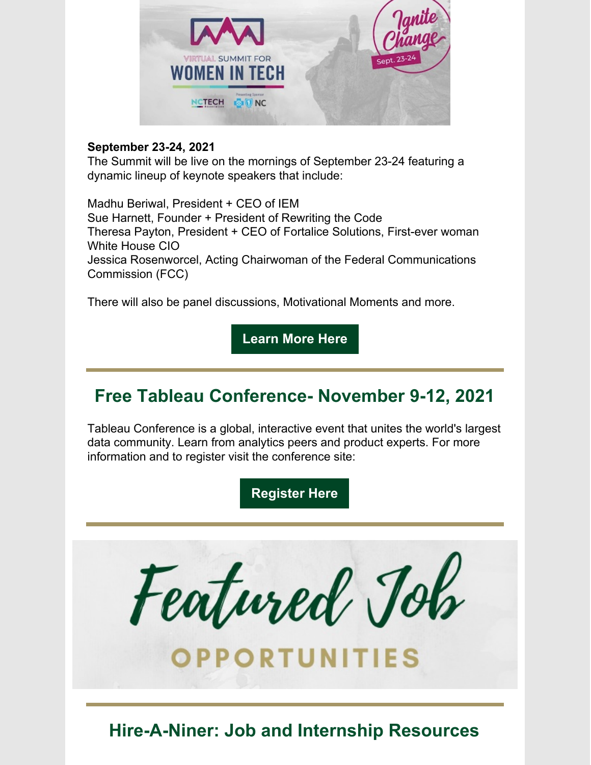**September 23-24, 2021**
The Summit will be live on the mornings of September 23-24 featuring a dynamic lineup of keynote speakers that include:

Madhu Beriwal, President + CEO of IEM
Sue Harnett, Founder + President of Rewriting the Code
Theresa Payton, President + CEO of Fortalice Solutions, First-ever woman White House CIO
Jessica Rosenworcel, Acting Chairwoman of the Federal Communications Commission (FCC)

There will also be panel discussions, Motivational Moments and more.

Learn More Here

## Free Tableau Conference- November 9-12, 2021

Tableau Conference is a global, interactive event that unites the world's largest data community. Learn from analytics peers and product experts. For more information and to register visit the conference site:

Register Here

# Featured Job OPPORTUNITIES

## Hire-A-Niner: Job and Internship Resources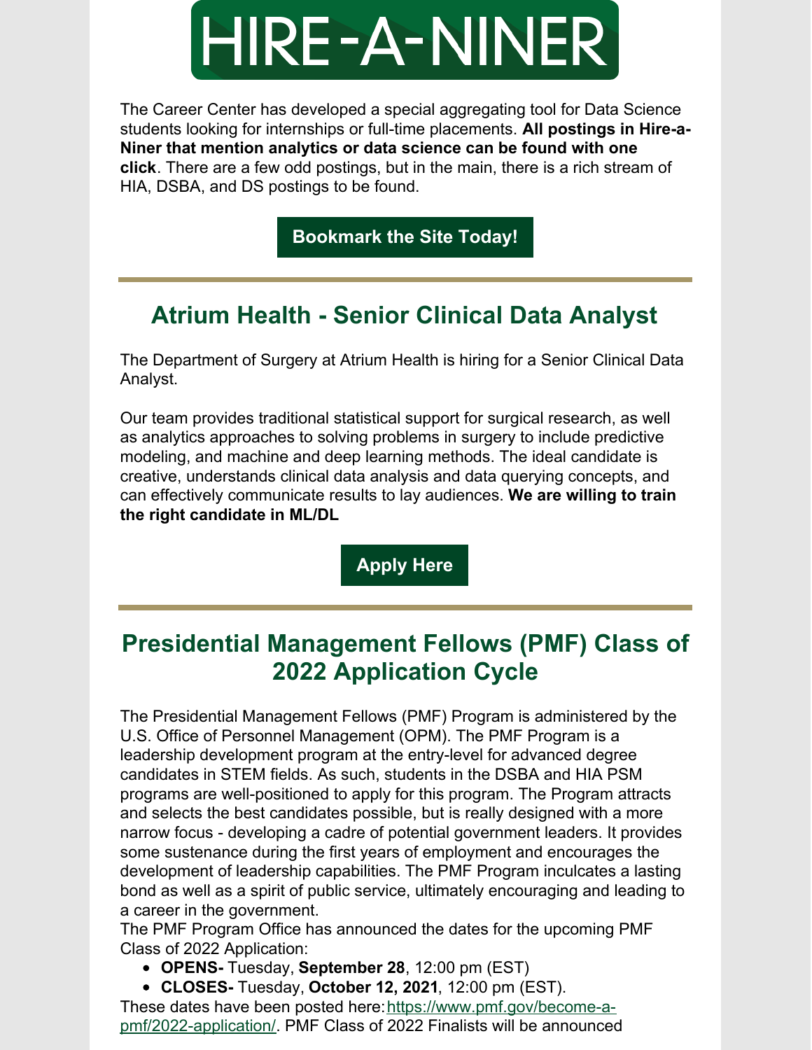# HIRE-A-NINER

The Career Center has developed a special aggregating tool for Data Science students looking for internships or full-time placements. **All postings in Hire-a-Niner that mention analytics or data science can be found with one click**. There are a few odd postings, but in the main, there is a rich stream of HIA, DSBA, and DS postings to be found.

**Bookmark the Site Today!**

## Atrium Health - Senior Clinical Data Analyst

The Department of Surgery at Atrium Health is hiring for a Senior Clinical Data Analyst.

Our team provides traditional statistical support for surgical research, as well as analytics approaches to solving problems in surgery to include predictive modeling, and machine and deep learning methods. The ideal candidate is creative, understands clinical data analysis and data querying concepts, and can effectively communicate results to lay audiences. **We are willing to train the right candidate in ML/DL**

**Apply Here**

## Presidential Management Fellows (PMF) Class of 2022 Application Cycle

The Presidential Management Fellows (PMF) Program is administered by the U.S. Office of Personnel Management (OPM). The PMF Program is a leadership development program at the entry-level for advanced degree candidates in STEM fields. As such, students in the DSBA and HIA PSM programs are well-positioned to apply for this program. The Program attracts and selects the best candidates possible, but is really designed with a more narrow focus - developing a cadre of potential government leaders. It provides some sustenance during the first years of employment and encourages the development of leadership capabilities. The PMF Program inculcates a lasting bond as well as a spirit of public service, ultimately encouraging and leading to a career in the government.

The PMF Program Office has announced the dates for the upcoming PMF Class of 2022 Application:

- **OPENS-** Tuesday, **September 28**, 12:00 pm (EST)
- **CLOSES-** Tuesday, **October 12, 2021**, 12:00 pm (EST).

These dates have been posted here: https://www.pmf.gov/become-a-pmf/2022-application/. PMF Class of 2022 Finalists will be announced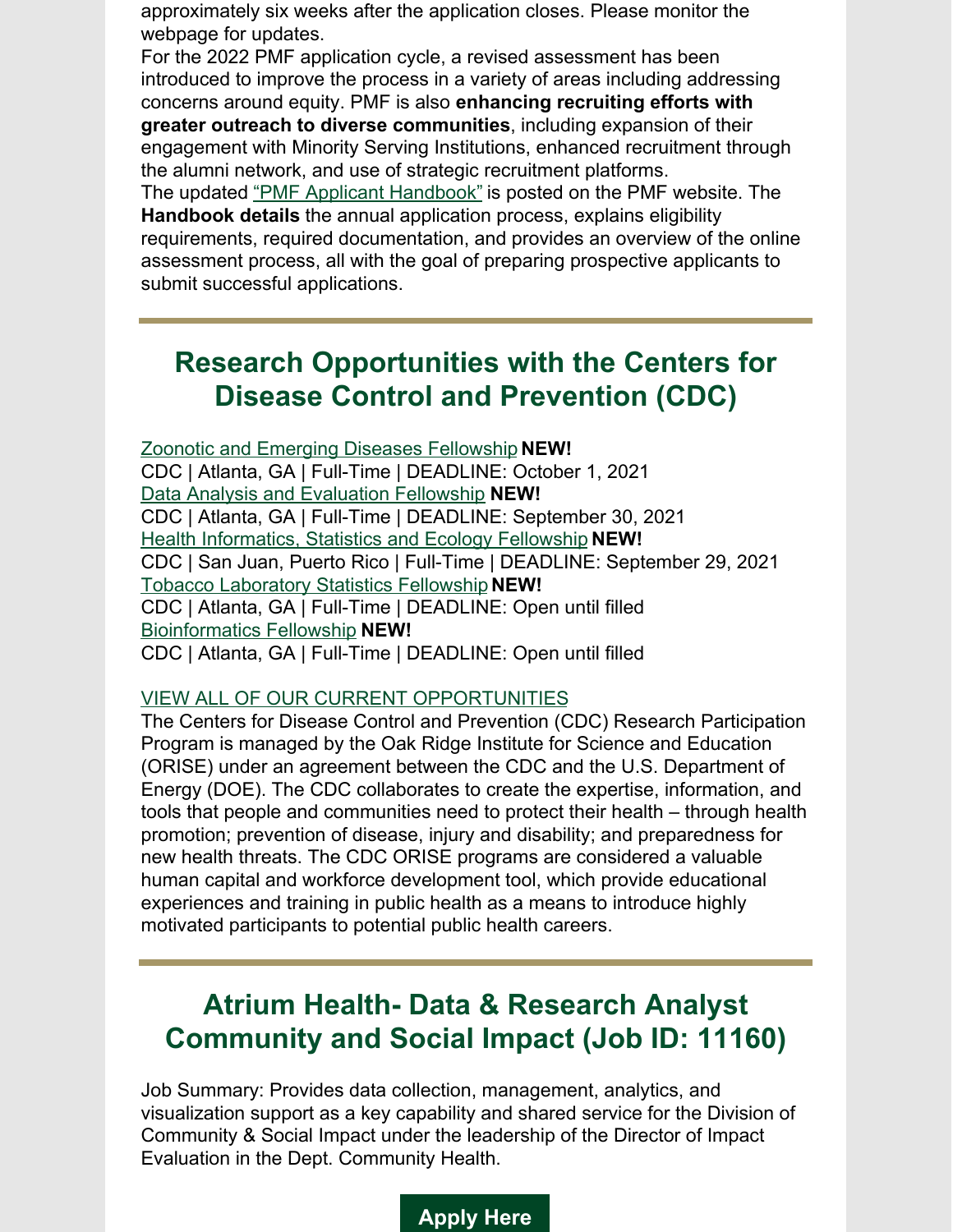approximately six weeks after the application closes. Please monitor the webpage for updates.

For the 2022 PMF application cycle, a revised assessment has been introduced to improve the process in a variety of areas including addressing concerns around equity. PMF is also **enhancing recruiting efforts with greater outreach to diverse communities**, including expansion of their engagement with Minority Serving Institutions, enhanced recruitment through the alumni network, and use of strategic recruitment platforms.

The updated "PMF Applicant Handbook" is posted on the PMF website. The **Handbook details** the annual application process, explains eligibility requirements, required documentation, and provides an overview of the online assessment process, all with the goal of preparing prospective applicants to submit successful applications.

---

## Research Opportunities with the Centers for Disease Control and Prevention (CDC)

Zoonotic and Emerging Diseases Fellowship **NEW!**
CDC | Atlanta, GA | Full-Time | DEADLINE: October 1, 2021

Data Analysis and Evaluation Fellowship **NEW!**
CDC | Atlanta, GA | Full-Time | DEADLINE: September 30, 2021

Health Informatics, Statistics and Ecology Fellowship **NEW!**
CDC | San Juan, Puerto Rico | Full-Time | DEADLINE: September 29, 2021

Tobacco Laboratory Statistics Fellowship **NEW!**
CDC | Atlanta, GA | Full-Time | DEADLINE: Open until filled

Bioinformatics Fellowship **NEW!**
CDC | Atlanta, GA | Full-Time | DEADLINE: Open until filled

VIEW ALL OF OUR CURRENT OPPORTUNITIES

The Centers for Disease Control and Prevention (CDC) Research Participation Program is managed by the Oak Ridge Institute for Science and Education (ORISE) under an agreement between the CDC and the U.S. Department of Energy (DOE). The CDC collaborates to create the expertise, information, and tools that people and communities need to protect their health – through health promotion; prevention of disease, injury and disability; and preparedness for new health threats. The CDC ORISE programs are considered a valuable human capital and workforce development tool, which provide educational experiences and training in public health as a means to introduce highly motivated participants to potential public health careers.

---

## Atrium Health- Data & Research Analyst Community and Social Impact (Job ID: 11160)

Job Summary: Provides data collection, management, analytics, and visualization support as a key capability and shared service for the Division of Community & Social Impact under the leadership of the Director of Impact Evaluation in the Dept. Community Health.

**Apply Here**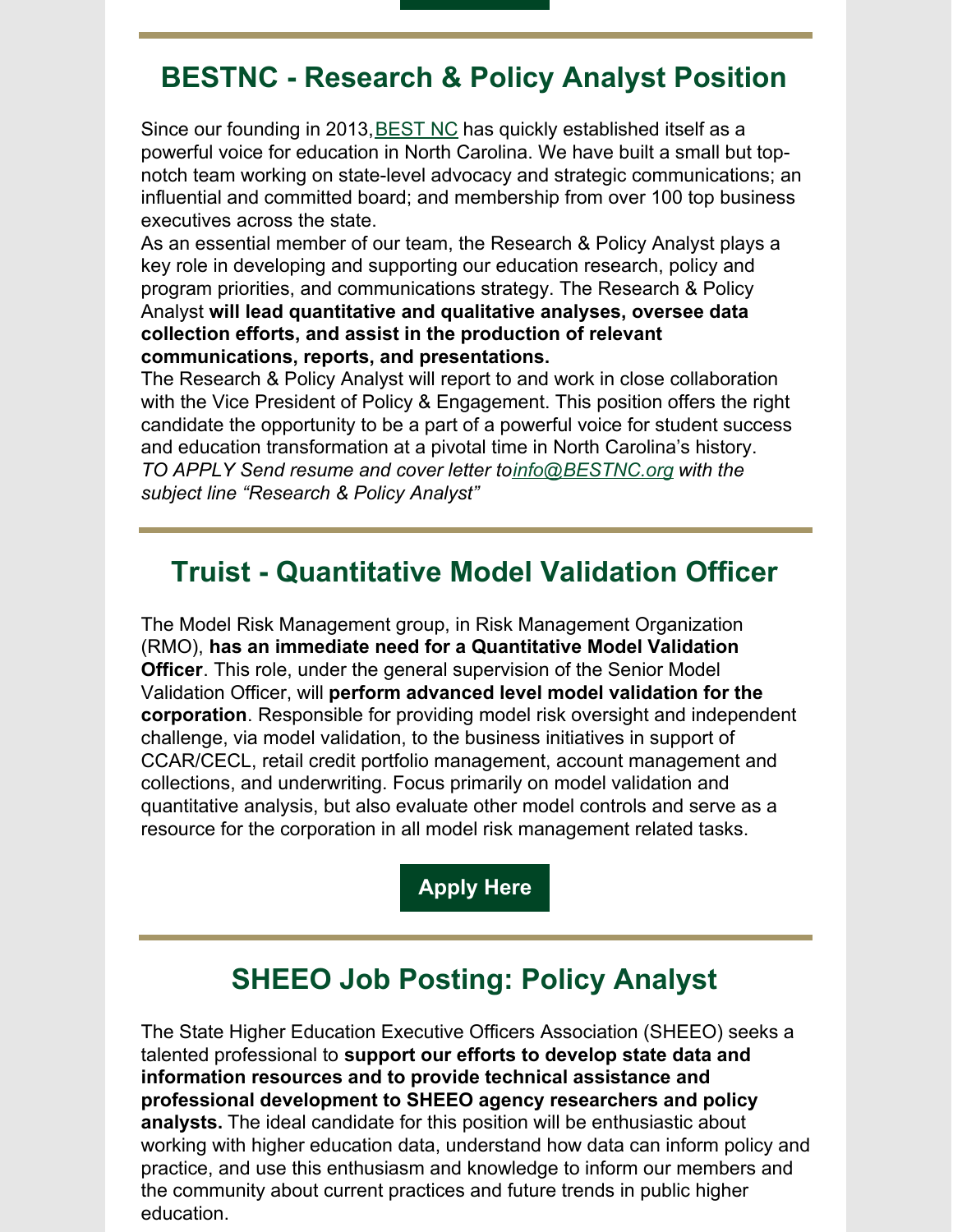## BESTNC - Research & Policy Analyst Position

Since our founding in 2013, BEST NC has quickly established itself as a powerful voice for education in North Carolina. We have built a small but top-notch team working on state-level advocacy and strategic communications; an influential and committed board; and membership from over 100 top business executives across the state.

As an essential member of our team, the Research & Policy Analyst plays a key role in developing and supporting our education research, policy and program priorities, and communications strategy. The Research & Policy Analyst **will lead quantitative and qualitative analyses, oversee data collection efforts, and assist in the production of relevant communications, reports, and presentations.**

The Research & Policy Analyst will report to and work in close collaboration with the Vice President of Policy & Engagement. This position offers the right candidate the opportunity to be a part of a powerful voice for student success and education transformation at a pivotal time in North Carolina's history.

*TO APPLY Send resume and cover letter to info@BESTNC.org with the subject line "Research & Policy Analyst"*

## Truist - Quantitative Model Validation Officer

The Model Risk Management group, in Risk Management Organization (RMO), **has an immediate need for a Quantitative Model Validation Officer**. This role, under the general supervision of the Senior Model Validation Officer, will **perform advanced level model validation for the corporation**. Responsible for providing model risk oversight and independent challenge, via model validation, to the business initiatives in support of CCAR/CECL, retail credit portfolio management, account management and collections, and underwriting. Focus primarily on model validation and quantitative analysis, but also evaluate other model controls and serve as a resource for the corporation in all model risk management related tasks.

**Apply Here**

## SHEEO Job Posting: Policy Analyst

The State Higher Education Executive Officers Association (SHEEO) seeks a talented professional to **support our efforts to develop state data and information resources and to provide technical assistance and professional development to SHEEO agency researchers and policy analysts.** The ideal candidate for this position will be enthusiastic about working with higher education data, understand how data can inform policy and practice, and use this enthusiasm and knowledge to inform our members and the community about current practices and future trends in public higher education.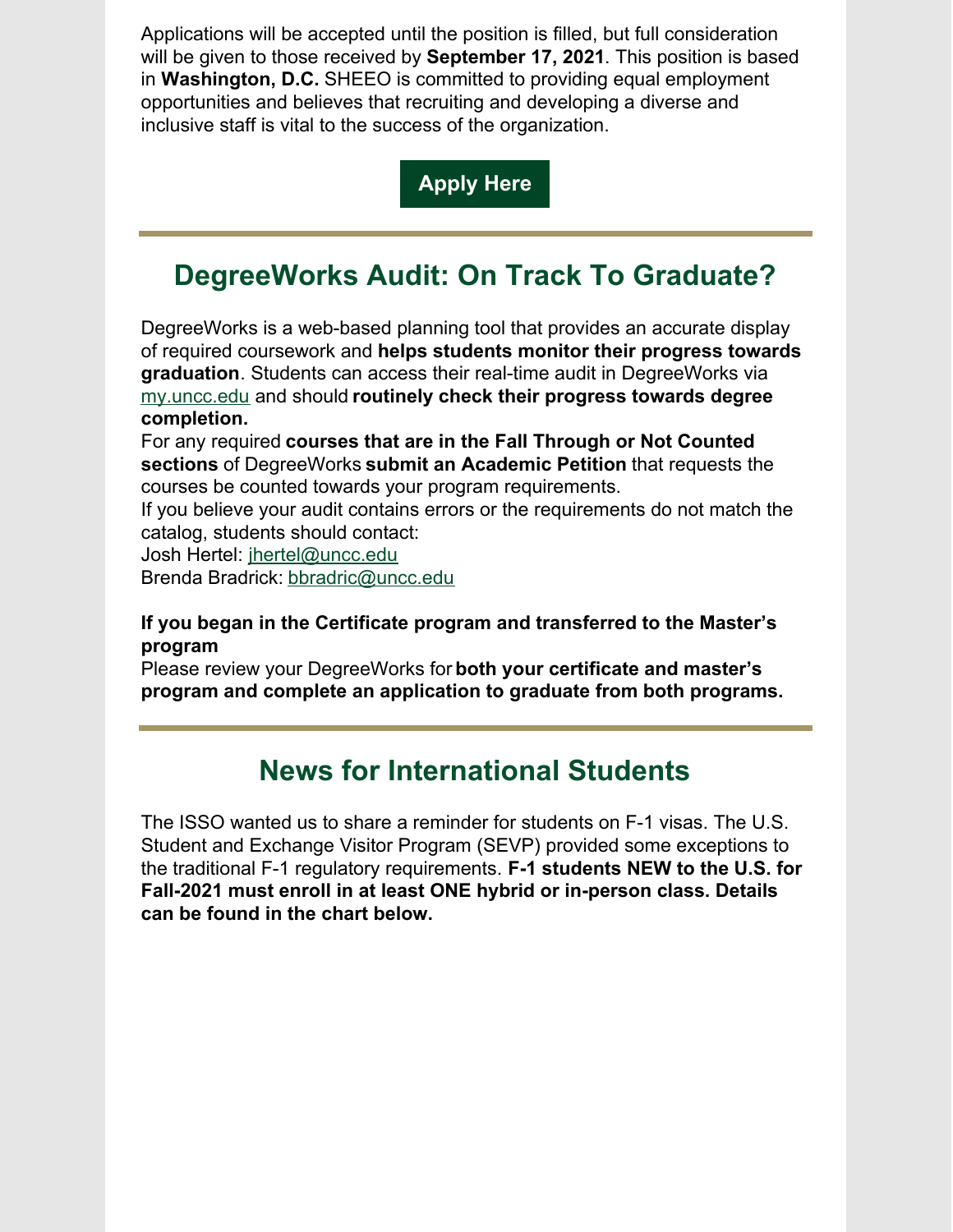Applications will be accepted until the position is filled, but full consideration will be given to those received by **September 17, 2021**. This position is based in **Washington, D.C.** SHEEO is committed to providing equal employment opportunities and believes that recruiting and developing a diverse and inclusive staff is vital to the success of the organization.

**Apply Here**

---

## DegreeWorks Audit: On Track To Graduate?

DegreeWorks is a web-based planning tool that provides an accurate display of required coursework and **helps students monitor their progress towards graduation**. Students can access their real-time audit in DegreeWorks via my.uncc.edu and should **routinely check their progress towards degree completion.**

For any required **courses that are in the Fall Through or Not Counted sections** of DegreeWorks **submit an Academic Petition** that requests the courses be counted towards your program requirements.

If you believe your audit contains errors or the requirements do not match the catalog, students should contact:

Josh Hertel: jhertel@uncc.edu

Brenda Bradrick: bbradric@uncc.edu

**If you began in the Certificate program and transferred to the Master's program**

Please review your DegreeWorks for **both your certificate and master's program and complete an application to graduate from both programs.**

---

## News for International Students

The ISSO wanted us to share a reminder for students on F-1 visas. The U.S. Student and Exchange Visitor Program (SEVP) provided some exceptions to the traditional F-1 regulatory requirements. **F-1 students NEW to the U.S. for Fall-2021 must enroll in at least ONE hybrid or in-person class. Details can be found in the chart below.**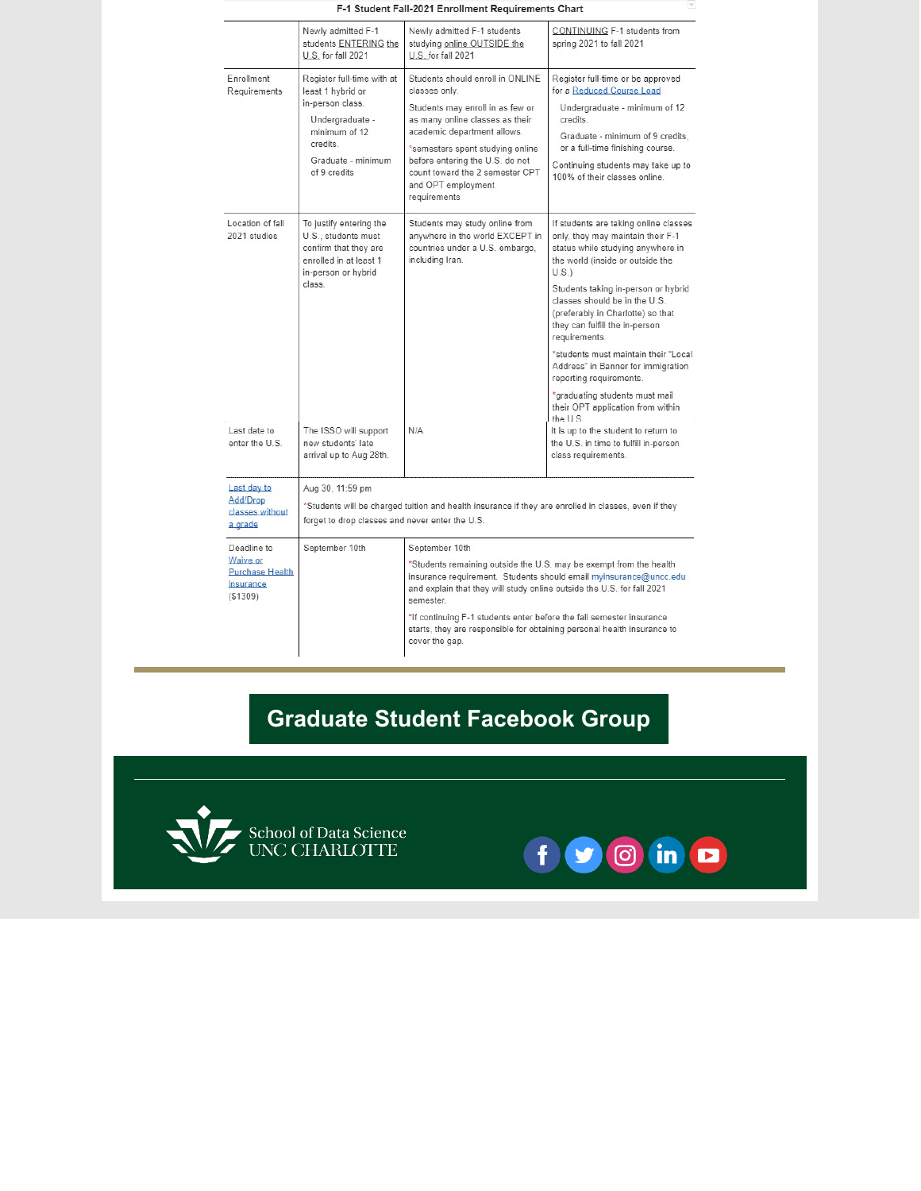**F-1 Student Fall-2021 Enrollment Requirements Chart**

| | Newly admitted F-1 students ENTERING the U.S. for fall 2021 | Newly admitted F-1 students studying online OUTSIDE the U.S. for fall 2021 | CONTINUING F-1 students from spring 2021 to fall 2021 |
|---|---|---|---|
| Enrollment Requirements | Register full-time with at least 1 hybrid or in-person class. Undergraduate - minimum of 12 credits. Graduate - minimum of 9 credits | Students should enroll in ONLINE classes only. Students may enroll in as few or as many online classes as their academic department allows. *semesters spent studying online before entering the U.S. do not count toward the 2 semester CPT and OPT employment requirements | Register full-time or be approved for a Reduced Course Load. Undergraduate - minimum of 12 credits. Graduate - minimum of 9 credits, or a full-time finishing course. Continuing students may take up to 100% of their classes online. |
| Location of fall 2021 studies | To justify entering the U.S., students must confirm that they are enrolled in at least 1 in-person or hybrid class. | Students may study online from anywhere in the world EXCEPT in countries under a U.S. embargo, including Iran. | If students are taking online classes only, they may maintain their F-1 status while studying anywhere in the world (inside or outside the U.S.) Students taking in-person or hybrid classes should be in the U.S. (preferably in Charlotte) so that they can fulfill the in-person requirements. *students must maintain their "Local Address" in Banner for immigration reporting requirements. *graduating students must mail their OPT application from within the U.S. |
| Last date to enter the U.S. | The ISSO will support new students' late arrival up to Aug 28th. | N/A | It is up to the student to return to the U.S. in time to fulfill in-person class requirements. |
| Last day to Add/Drop classes without a grade | Aug 30, 11:59 pm *Students will be charged tuition and health insurance if they are enrolled in classes, even if they forget to drop classes and never enter the U.S. | | |
| Deadline to Waive or Purchase Health Insurance ($1309) | September 10th | September 10th *Students remaining outside the U.S. may be exempt from the health insurance requirement. Students should email myinsurance@uncc.edu and explain that they will study online outside the U.S. for fall 2021 semester. *If continuing F-1 students enter before the fall semester insurance starts, they are responsible for obtaining personal health insurance to cover the gap. | |

**Graduate Student Facebook Group**

School of Data Science
UNC CHARLOTTE